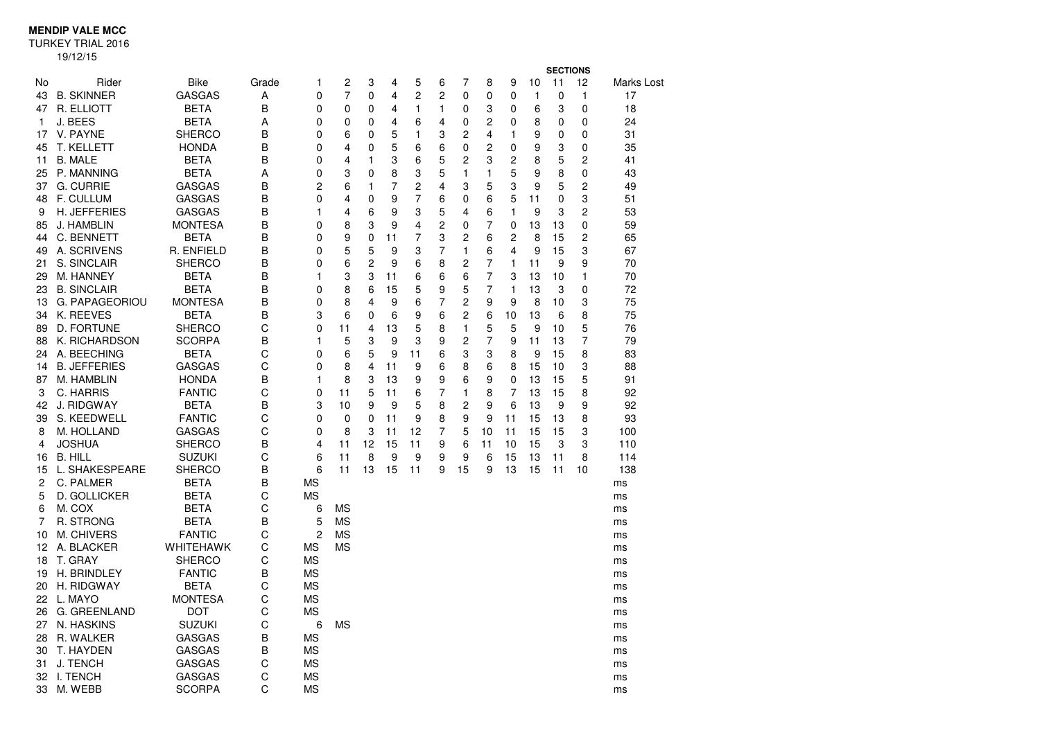**MENDIP VALE MCC**

TURKEY TRIAL 2016

19/12/15

| No | Rider | Bike | Grade | SECTIONS 1 | 2 | 3 | 4 | 5 | 6 | 7 | 8 | 9 | 10 | 11 | 12 | Marks Lost |
|---|---|---|---|---|---|---|---|---|---|---|---|---|---|---|---|---|
| 43 | B. SKINNER | GASGAS | A | 0 | 7 | 0 | 4 | 2 | 2 | 0 | 0 | 0 | 1 | 0 | 1 | 17 |
| 47 | R. ELLIOTT | BETA | B | 0 | 0 | 0 | 4 | 1 | 1 | 0 | 3 | 0 | 6 | 3 | 0 | 18 |
| 1 | J. BEES | BETA | A | 0 | 0 | 0 | 4 | 6 | 4 | 0 | 2 | 0 | 8 | 0 | 0 | 24 |
| 17 | V. PAYNE | SHERCO | B | 0 | 6 | 0 | 5 | 1 | 3 | 2 | 4 | 1 | 9 | 0 | 0 | 31 |
| 45 | T. KELLETT | HONDA | B | 0 | 4 | 0 | 5 | 6 | 6 | 0 | 2 | 0 | 9 | 3 | 0 | 35 |
| 11 | B. MALE | BETA | B | 0 | 4 | 1 | 3 | 6 | 5 | 2 | 3 | 2 | 8 | 5 | 2 | 41 |
| 25 | P. MANNING | BETA | A | 0 | 3 | 0 | 8 | 3 | 5 | 1 | 1 | 5 | 9 | 8 | 0 | 43 |
| 37 | G. CURRIE | GASGAS | B | 2 | 6 | 1 | 7 | 2 | 4 | 3 | 5 | 3 | 9 | 5 | 2 | 49 |
| 48 | F. CULLUM | GASGAS | B | 0 | 4 | 0 | 9 | 7 | 6 | 0 | 6 | 5 | 11 | 0 | 3 | 51 |
| 9 | H. JEFFERIES | GASGAS | B | 1 | 4 | 6 | 9 | 3 | 5 | 4 | 6 | 1 | 9 | 3 | 2 | 53 |
| 85 | J. HAMBLIN | MONTESA | B | 0 | 8 | 3 | 9 | 4 | 2 | 0 | 7 | 0 | 13 | 13 | 0 | 59 |
| 44 | C. BENNETT | BETA | B | 0 | 9 | 0 | 11 | 7 | 3 | 2 | 6 | 2 | 8 | 15 | 2 | 65 |
| 49 | A. SCRIVENS | R. ENFIELD | B | 0 | 5 | 5 | 9 | 3 | 7 | 1 | 6 | 4 | 9 | 15 | 3 | 67 |
| 21 | S. SINCLAIR | SHERCO | B | 0 | 6 | 2 | 9 | 6 | 8 | 2 | 7 | 1 | 11 | 9 | 9 | 70 |
| 29 | M. HANNEY | BETA | B | 1 | 3 | 3 | 11 | 6 | 6 | 6 | 7 | 3 | 13 | 10 | 1 | 70 |
| 23 | B. SINCLAIR | BETA | B | 0 | 8 | 6 | 15 | 5 | 9 | 5 | 7 | 1 | 13 | 3 | 0 | 72 |
| 13 | G. PAPAGEORIOU | MONTESA | B | 0 | 8 | 4 | 9 | 6 | 7 | 2 | 9 | 9 | 8 | 10 | 3 | 75 |
| 34 | K. REEVES | BETA | B | 3 | 6 | 0 | 6 | 9 | 6 | 2 | 6 | 10 | 13 | 6 | 8 | 75 |
| 89 | D. FORTUNE | SHERCO | C | 0 | 11 | 4 | 13 | 5 | 8 | 1 | 5 | 5 | 9 | 10 | 5 | 76 |
| 88 | K. RICHARDSON | SCORPA | B | 1 | 5 | 3 | 9 | 3 | 9 | 2 | 7 | 9 | 11 | 13 | 7 | 79 |
| 24 | A. BEECHING | BETA | C | 0 | 6 | 5 | 9 | 11 | 6 | 3 | 3 | 8 | 9 | 15 | 8 | 83 |
| 14 | B. JEFFERIES | GASGAS | C | 0 | 8 | 4 | 11 | 9 | 6 | 8 | 6 | 8 | 15 | 10 | 3 | 88 |
| 87 | M. HAMBLIN | HONDA | B | 1 | 8 | 3 | 13 | 9 | 9 | 6 | 9 | 0 | 13 | 15 | 5 | 91 |
| 3 | C. HARRIS | FANTIC | C | 0 | 11 | 5 | 11 | 6 | 7 | 1 | 8 | 7 | 13 | 15 | 8 | 92 |
| 42 | J. RIDGWAY | BETA | B | 3 | 10 | 9 | 9 | 5 | 8 | 2 | 9 | 6 | 13 | 9 | 9 | 92 |
| 39 | S. KEEDWELL | FANTIC | C | 0 | 0 | 0 | 11 | 9 | 8 | 9 | 9 | 11 | 15 | 13 | 8 | 93 |
| 8 | M. HOLLAND | GASGAS | C | 0 | 8 | 3 | 11 | 12 | 7 | 5 | 10 | 11 | 15 | 15 | 3 | 100 |
| 4 | JOSHUA | SHERCO | B | 4 | 11 | 12 | 15 | 11 | 9 | 6 | 11 | 10 | 15 | 3 | 3 | 110 |
| 16 | B. HILL | SUZUKI | C | 6 | 11 | 8 | 9 | 9 | 9 | 9 | 6 | 15 | 13 | 11 | 8 | 114 |
| 15 | L. SHAKESPEARE | SHERCO | B | 6 | 11 | 13 | 15 | 11 | 9 | 15 | 9 | 13 | 15 | 11 | 10 | 138 |
| 2 | C. PALMER | BETA | B | MS | | | | | | | | | | | | ms |
| 5 | D. GOLLICKER | BETA | C | MS | | | | | | | | | | | | ms |
| 6 | M. COX | BETA | C | 6 | MS | | | | | | | | | | | ms |
| 7 | R. STRONG | BETA | B | 5 | MS | | | | | | | | | | | ms |
| 10 | M. CHIVERS | FANTIC | C | 2 | MS | | | | | | | | | | | ms |
| 12 | A. BLACKER | WHITEHAWK | C | MS | MS | | | | | | | | | | | ms |
| 18 | T. GRAY | SHERCO | C | MS | | | | | | | | | | | | ms |
| 19 | H. BRINDLEY | FANTIC | B | MS | | | | | | | | | | | | ms |
| 20 | H. RIDGWAY | BETA | C | MS | | | | | | | | | | | | ms |
| 22 | L. MAYO | MONTESA | C | MS | | | | | | | | | | | | ms |
| 26 | G. GREENLAND | DOT | C | MS | | | | | | | | | | | | ms |
| 27 | N. HASKINS | SUZUKI | C | 6 | MS | | | | | | | | | | | ms |
| 28 | R. WALKER | GASGAS | B | MS | | | | | | | | | | | | ms |
| 30 | T. HAYDEN | GASGAS | B | MS | | | | | | | | | | | | ms |
| 31 | J. TENCH | GASGAS | C | MS | | | | | | | | | | | | ms |
| 32 | I. TENCH | GASGAS | C | MS | | | | | | | | | | | | ms |
| 33 | M. WEBB | SCORPA | C | MS | | | | | | | | | | | | ms |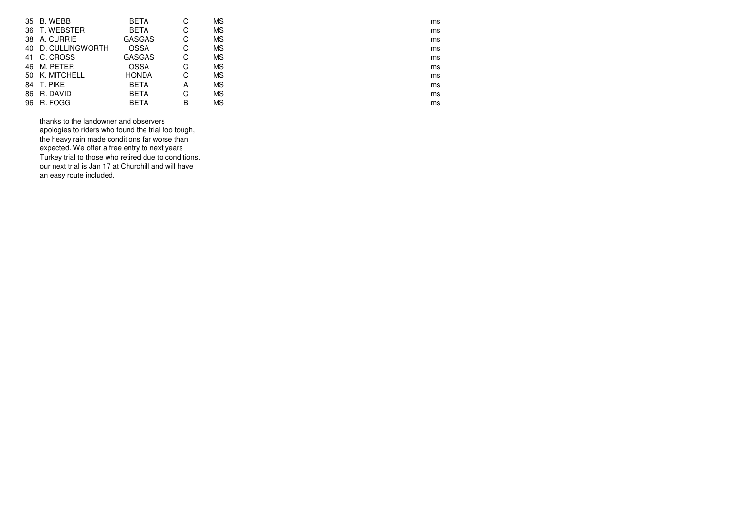| | | | | | |
|---|---|---|---|---|---|
| 35 | B. WEBB | BETA | C | MS | ms |
| 36 | T. WEBSTER | BETA | C | MS | ms |
| 38 | A. CURRIE | GASGAS | C | MS | ms |
| 40 | D. CULLINGWORTH | OSSA | C | MS | ms |
| 41 | C. CROSS | GASGAS | C | MS | ms |
| 46 | M. PETER | OSSA | C | MS | ms |
| 50 | K. MITCHELL | HONDA | C | MS | ms |
| 84 | T. PIKE | BETA | A | MS | ms |
| 86 | R. DAVID | BETA | C | MS | ms |
| 96 | R. FOGG | BETA | B | MS | ms |

thanks to the landowner and observers
apologies to riders who found the trial too tough,
the heavy rain made conditions far worse than
expected. We offer a free entry to next years
Turkey trial to those who retired due to conditions.
our next trial is Jan 17 at Churchill and will have
an easy route included.